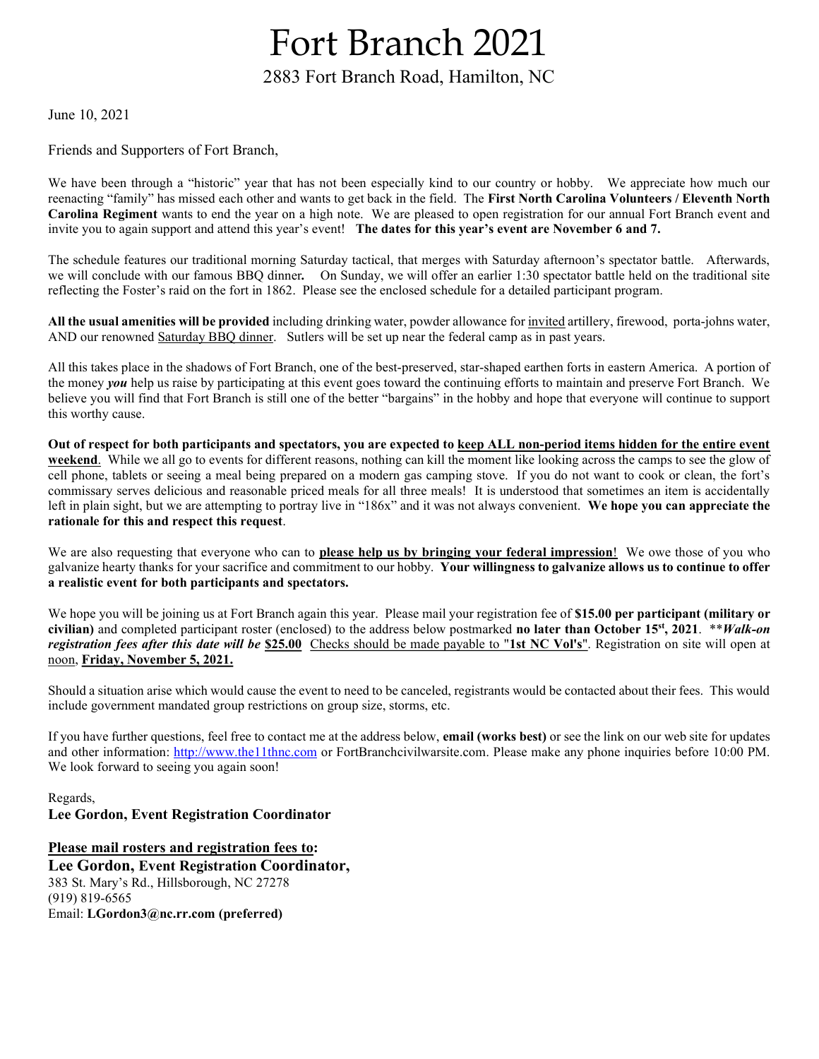# Fort Branch 2021

## 2883 Fort Branch Road, Hamilton, NC

June 10, 2021

Friends and Supporters of Fort Branch,

We have been through a "historic" year that has not been especially kind to our country or hobby. We appreciate how much our reenacting "family" has missed each other and wants to get back in the field. The **First North Carolina Volunteers / Eleventh North Carolina Regiment** wants to end the year on a high note. We are pleased to open registration for our annual Fort Branch event and invite you to again support and attend this year's event! **The dates for this year's event are November 6 and 7.**

The schedule features our traditional morning Saturday tactical, that merges with Saturday afternoon's spectator battle. Afterwards, we will conclude with our famous BBQ dinner**.** On Sunday, we will offer an earlier 1:30 spectator battle held on the traditional site reflecting the Foster's raid on the fort in 1862. Please see the enclosed schedule for a detailed participant program.

**All the usual amenities will be provided** including drinking water, powder allowance for invited artillery, firewood, porta-johns water, AND our renowned Saturday BBQ dinner. Sutlers will be set up near the federal camp as in past years.

All this takes place in the shadows of Fort Branch, one of the best-preserved, star-shaped earthen forts in eastern America. A portion of the money ***you*** help us raise by participating at this event goes toward the continuing efforts to maintain and preserve Fort Branch. We believe you will find that Fort Branch is still one of the better "bargains" in the hobby and hope that everyone will continue to support this worthy cause.

**Out of respect for both participants and spectators, you are expected to keep ALL non-period items hidden for the entire event weekend**. While we all go to events for different reasons, nothing can kill the moment like looking across the camps to see the glow of cell phone, tablets or seeing a meal being prepared on a modern gas camping stove. If you do not want to cook or clean, the fort's commissary serves delicious and reasonable priced meals for all three meals! It is understood that sometimes an item is accidentally left in plain sight, but we are attempting to portray live in "186x" and it was not always convenient. **We hope you can appreciate the rationale for this and respect this request**.

We are also requesting that everyone who can to **please help us by bringing your federal impression**! We owe those of you who galvanize hearty thanks for your sacrifice and commitment to our hobby. **Your willingness to galvanize allows us to continue to offer a realistic event for both participants and spectators.**

We hope you will be joining us at Fort Branch again this year. Please mail your registration fee of **$15.00 per participant (military or civilian)** and completed participant roster (enclosed) to the address below postmarked **no later than October 15st, 2021**. ***\*\*Walk-on registration fees after this date will be*** **$25.00** Checks should be made payable to "**1st NC Vol's**". Registration on site will open at noon, **Friday, November 5, 2021.**

Should a situation arise which would cause the event to need to be canceled, registrants would be contacted about their fees. This would include government mandated group restrictions on group size, storms, etc.

If you have further questions, feel free to contact me at the address below, **email (works best)** or see the link on our web site for updates and other information: http://www.the11thnc.com or FortBranchcivilwarsite.com. Please make any phone inquiries before 10:00 PM. We look forward to seeing you again soon!

Regards,
**Lee Gordon, Event Registration Coordinator**

**Please mail rosters and registration fees to:**
**Lee Gordon, Event Registration Coordinator,**
383 St. Mary's Rd., Hillsborough, NC 27278
(919) 819-6565
Email: **LGordon3@nc.rr.com (preferred)**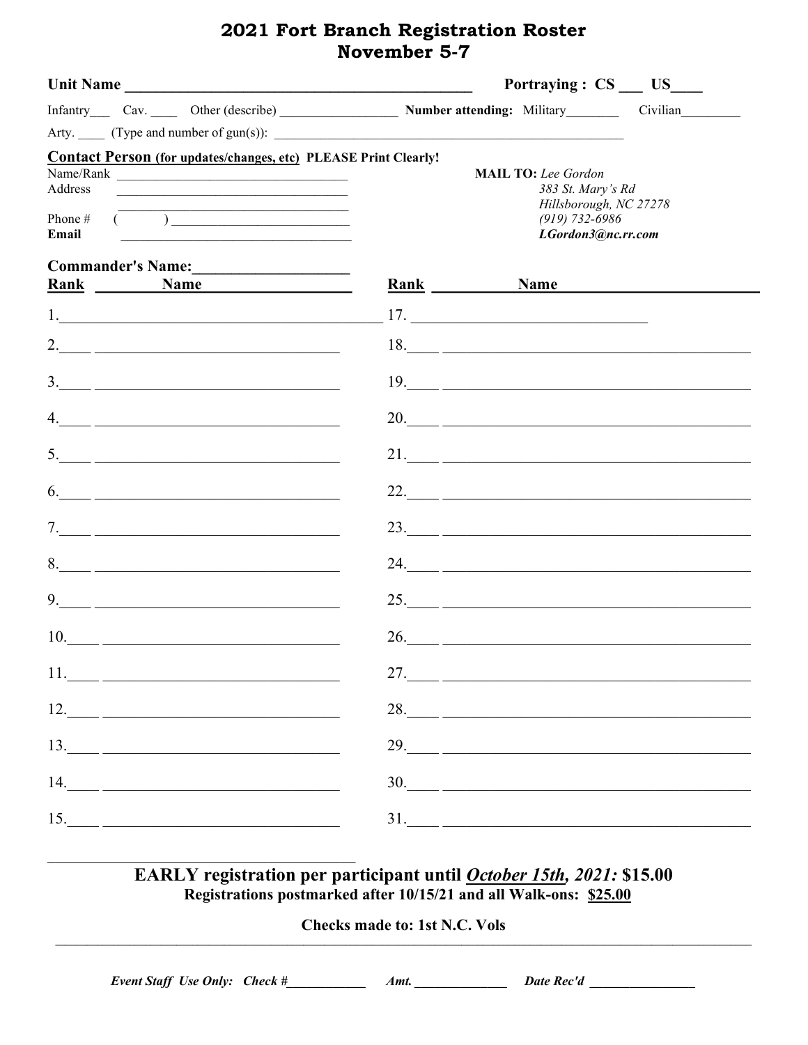# 2021 Fort Branch Registration Roster
## November 5-7

**Unit Name** ____________________________________________ **Portraying : CS** ___ **US**____

Infantry___ Cav. ____ Other (describe) __________________ **Number attending:** Military________ Civilian_________

Arty. ____ (Type and number of gun(s)): ______________________________________________________

**Contact Person (for updates/changes, etc) PLEASE Print Clearly!**

Name/Rank ___________________________________

Address ___________________________________

___________________________________

Phone # ( ) ___________________________

**Email** ___________________________________

**MAIL TO:** *Lee Gordon*
*383 St. Mary's Rd*
*Hillsborough, NC 27278*
*(919) 732-6986*
***LGordon3@nc.rr.com***

**Commander's Name:**____________________

| Rank | Name | Rank | Name |
|---|---|---|---|
| 1. | | 17. | |
| 2.____ | | 18.____ | |
| 3.____ | | 19.____ | |
| 4.____ | | 20.____ | |
| 5.____ | | 21.____ | |
| 6.____ | | 22.____ | |
| 7.____ | | 23.____ | |
| 8.____ | | 24.____ | |
| 9.____ | | 25.____ | |
| 10.____ | | 26.____ | |
| 11.____ | | 27.____ | |
| 12.____ | | 28.____ | |
| 13.____ | | 29.____ | |
| 14.____ | | 30.____ | |
| 15.____ | | 31.____ | |

**EARLY registration per participant until *October 15th, 2021:* $15.00**

**Registrations postmarked after 10/15/21 and all Walk-ons: $25.00**

**Checks made to: 1st N.C. Vols**

***Event Staff Use Only: Check #***____________ ***Amt.*** ______________ ***Date Rec'd*** ________________